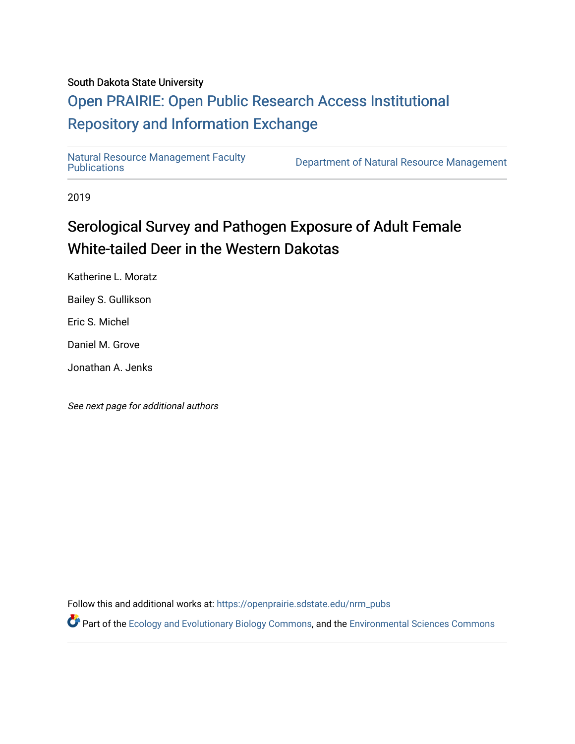South Dakota State University

# Open PRAIRIE: Open Public Research Access Institutional Repository and Information Exchange

Natural Resource Management Faculty Publications | Department of Natural Resource Management

2019

## Serological Survey and Pathogen Exposure of Adult Female White-tailed Deer in the Western Dakotas

Katherine L. Moratz

Bailey S. Gullikson

Eric S. Michel

Daniel M. Grove

Jonathan A. Jenks

*See next page for additional authors*

Follow this and additional works at: https://openprairie.sdstate.edu/nrm_pubs

Part of the Ecology and Evolutionary Biology Commons, and the Environmental Sciences Commons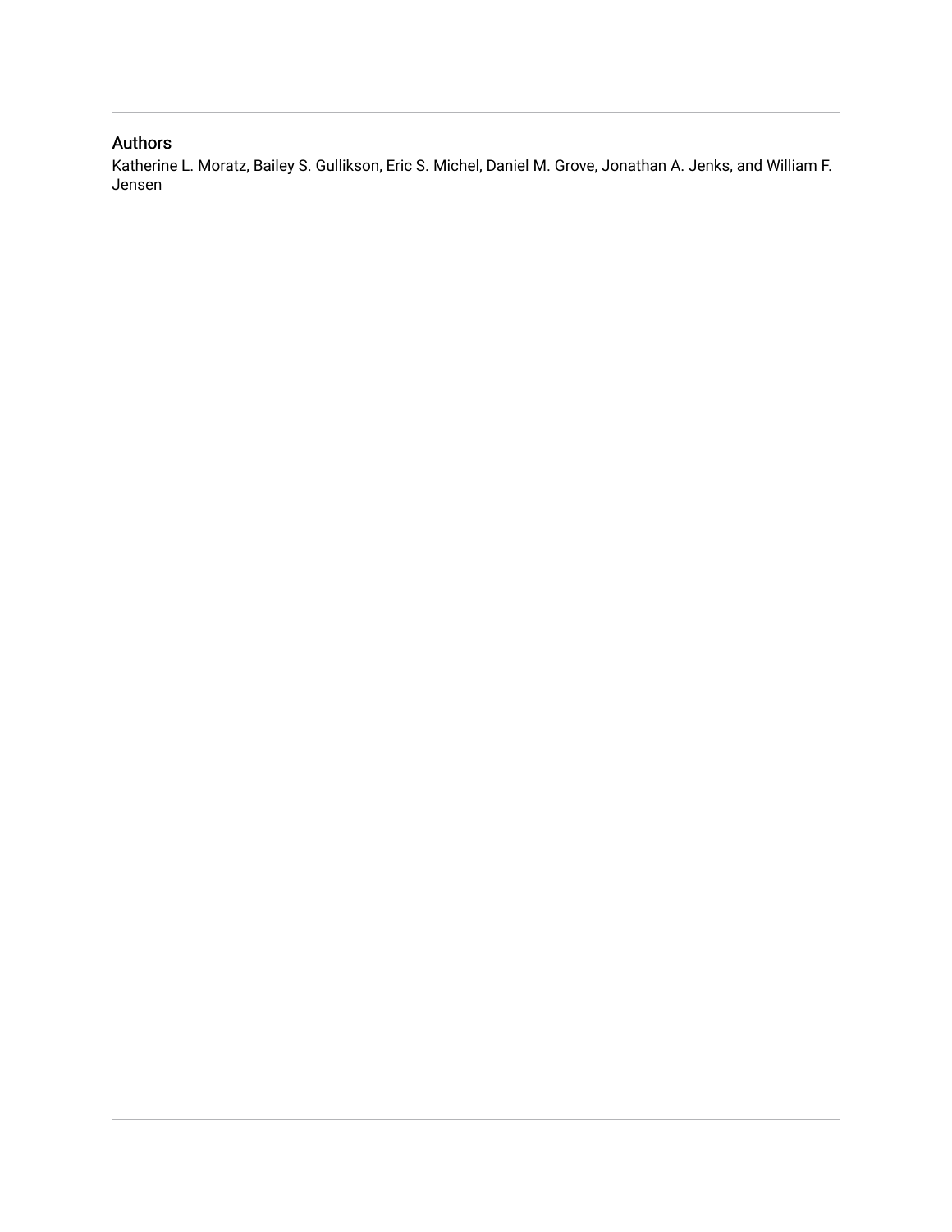## Authors

Katherine L. Moratz, Bailey S. Gullikson, Eric S. Michel, Daniel M. Grove, Jonathan A. Jenks, and William F. Jensen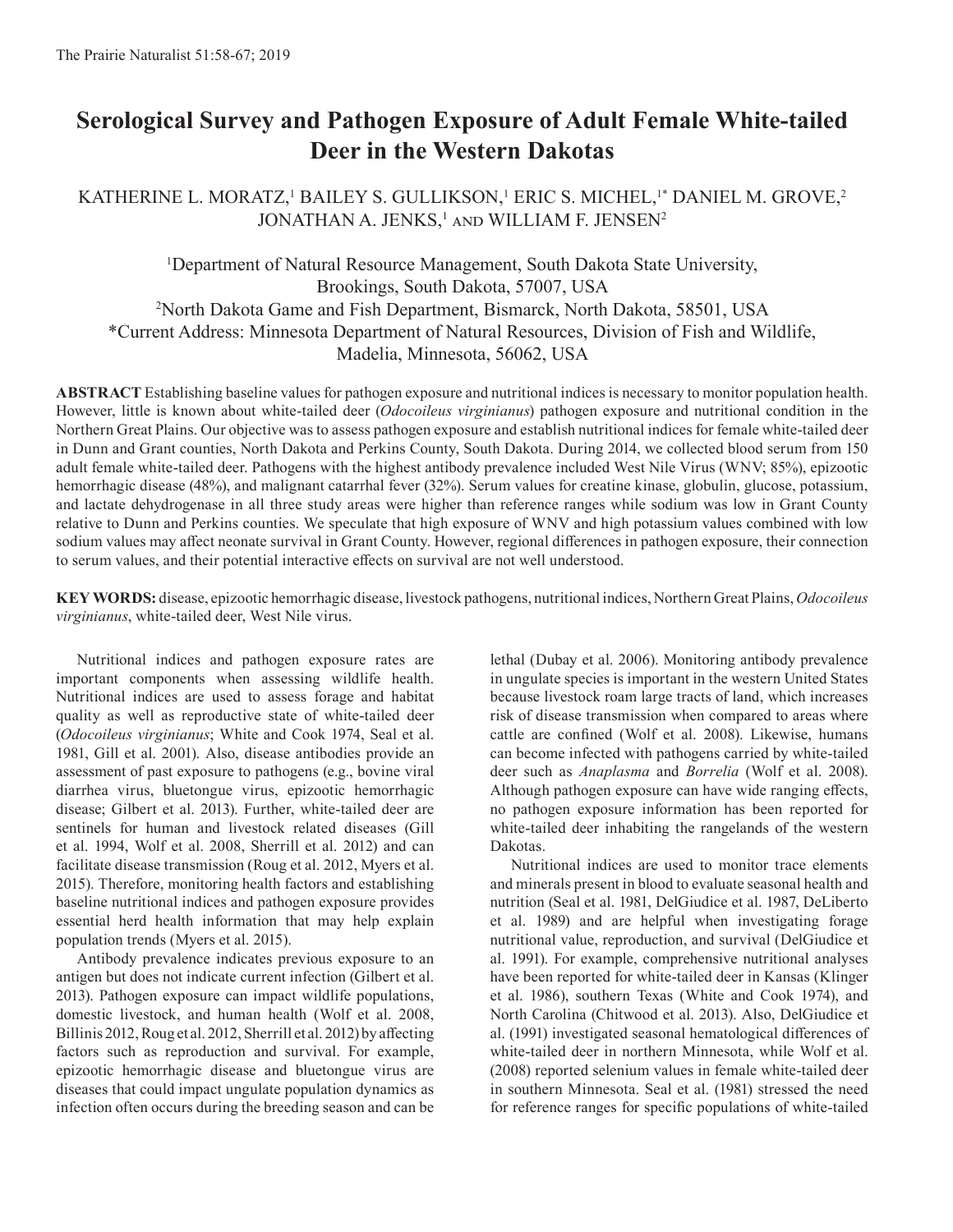# Serological Survey and Pathogen Exposure of Adult Female White-tailed Deer in the Western Dakotas

KATHERINE L. MORATZ,[1] BAILEY S. GULLIKSON,[1] ERIC S. MICHEL,[1*] DANIEL M. GROVE,[2] JONATHAN A. JENKS,[1] AND WILLIAM F. JENSEN[2]

[1]Department of Natural Resource Management, South Dakota State University, Brookings, South Dakota, 57007, USA

[2]North Dakota Game and Fish Department, Bismarck, North Dakota, 58501, USA

*Current Address: Minnesota Department of Natural Resources, Division of Fish and Wildlife, Madelia, Minnesota, 56062, USA

**ABSTRACT** Establishing baseline values for pathogen exposure and nutritional indices is necessary to monitor population health. However, little is known about white-tailed deer (*Odocoileus virginianus*) pathogen exposure and nutritional condition in the Northern Great Plains. Our objective was to assess pathogen exposure and establish nutritional indices for female white-tailed deer in Dunn and Grant counties, North Dakota and Perkins County, South Dakota. During 2014, we collected blood serum from 150 adult female white-tailed deer. Pathogens with the highest antibody prevalence included West Nile Virus (WNV; 85%), epizootic hemorrhagic disease (48%), and malignant catarrhal fever (32%). Serum values for creatine kinase, globulin, glucose, potassium, and lactate dehydrogenase in all three study areas were higher than reference ranges while sodium was low in Grant County relative to Dunn and Perkins counties. We speculate that high exposure of WNV and high potassium values combined with low sodium values may affect neonate survival in Grant County. However, regional differences in pathogen exposure, their connection to serum values, and their potential interactive effects on survival are not well understood.

**KEY WORDS:** disease, epizootic hemorrhagic disease, livestock pathogens, nutritional indices, Northern Great Plains, *Odocoileus virginianus*, white-tailed deer, West Nile virus.

Nutritional indices and pathogen exposure rates are important components when assessing wildlife health. Nutritional indices are used to assess forage and habitat quality as well as reproductive state of white-tailed deer (*Odocoileus virginianus*; White and Cook 1974, Seal et al. 1981, Gill et al. 2001). Also, disease antibodies provide an assessment of past exposure to pathogens (e.g., bovine viral diarrhea virus, bluetongue virus, epizootic hemorrhagic disease; Gilbert et al. 2013). Further, white-tailed deer are sentinels for human and livestock related diseases (Gill et al. 1994, Wolf et al. 2008, Sherrill et al. 2012) and can facilitate disease transmission (Roug et al. 2012, Myers et al. 2015). Therefore, monitoring health factors and establishing baseline nutritional indices and pathogen exposure provides essential herd health information that may help explain population trends (Myers et al. 2015).

Antibody prevalence indicates previous exposure to an antigen but does not indicate current infection (Gilbert et al. 2013). Pathogen exposure can impact wildlife populations, domestic livestock, and human health (Wolf et al. 2008, Billinis 2012, Roug et al. 2012, Sherrill et al. 2012) by affecting factors such as reproduction and survival. For example, epizootic hemorrhagic disease and bluetongue virus are diseases that could impact ungulate population dynamics as infection often occurs during the breeding season and can be lethal (Dubay et al. 2006). Monitoring antibody prevalence in ungulate species is important in the western United States because livestock roam large tracts of land, which increases risk of disease transmission when compared to areas where cattle are confined (Wolf et al. 2008). Likewise, humans can become infected with pathogens carried by white-tailed deer such as *Anaplasma* and *Borrelia* (Wolf et al. 2008). Although pathogen exposure can have wide ranging effects, no pathogen exposure information has been reported for white-tailed deer inhabiting the rangelands of the western Dakotas.

Nutritional indices are used to monitor trace elements and minerals present in blood to evaluate seasonal health and nutrition (Seal et al. 1981, DelGiudice et al. 1987, DelLiberto et al. 1989) and are helpful when investigating forage nutritional value, reproduction, and survival (DelGiudice et al. 1991). For example, comprehensive nutritional analyses have been reported for white-tailed deer in Kansas (Klinger et al. 1986), southern Texas (White and Cook 1974), and North Carolina (Chitwood et al. 2013). Also, DelGiudice et al. (1991) investigated seasonal hematological differences of white-tailed deer in northern Minnesota, while Wolf et al. (2008) reported selenium values in female white-tailed deer in southern Minnesota. Seal et al. (1981) stressed the need for reference ranges for specific populations of white-tailed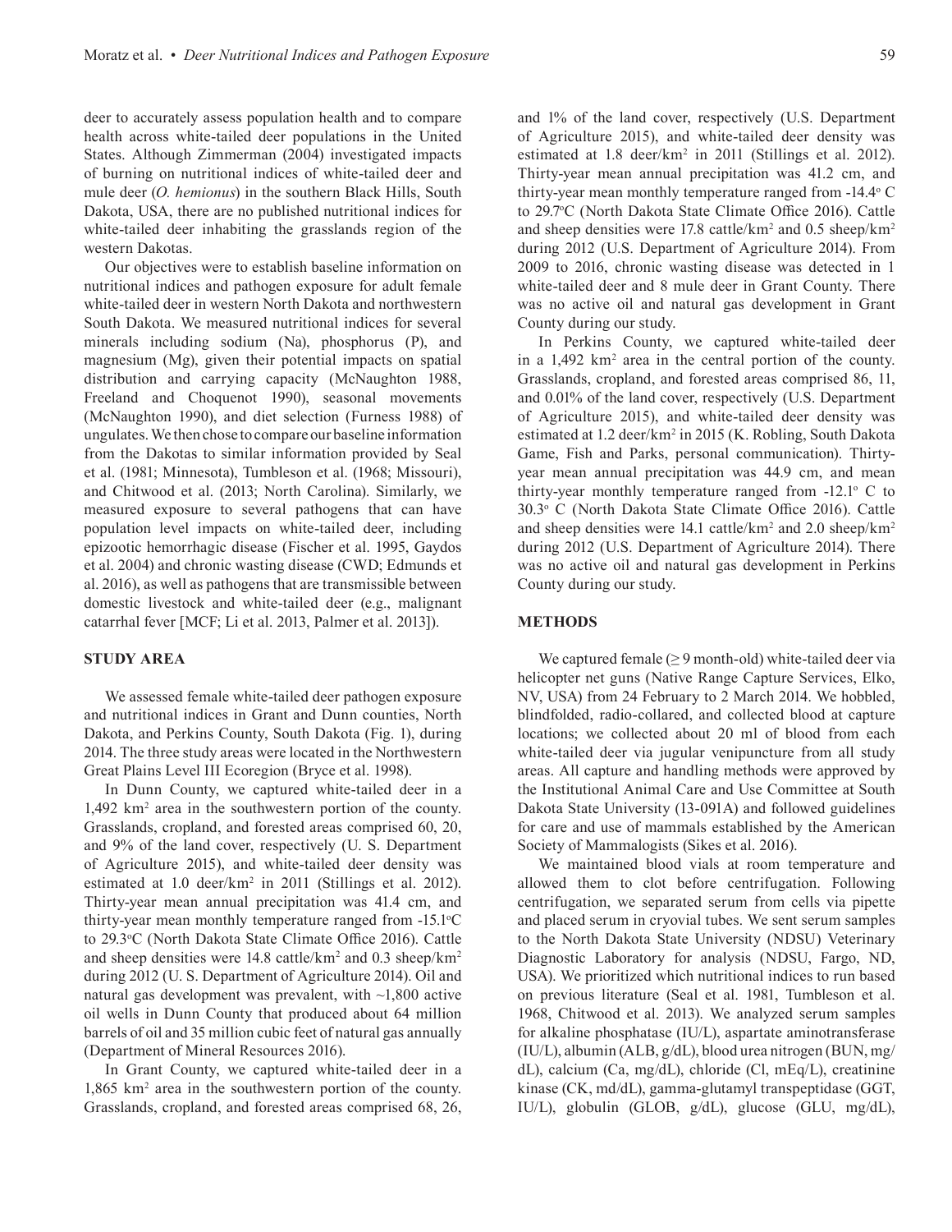deer to accurately assess population health and to compare health across white-tailed deer populations in the United States. Although Zimmerman (2004) investigated impacts of burning on nutritional indices of white-tailed deer and mule deer (*O. hemionus*) in the southern Black Hills, South Dakota, USA, there are no published nutritional indices for white-tailed deer inhabiting the grasslands region of the western Dakotas.

Our objectives were to establish baseline information on nutritional indices and pathogen exposure for adult female white-tailed deer in western North Dakota and northwestern South Dakota. We measured nutritional indices for several minerals including sodium (Na), phosphorus (P), and magnesium (Mg), given their potential impacts on spatial distribution and carrying capacity (McNaughton 1988, Freeland and Choquenot 1990), seasonal movements (McNaughton 1990), and diet selection (Furness 1988) of ungulates. We then chose to compare our baseline information from the Dakotas to similar information provided by Seal et al. (1981; Minnesota), Tumbleson et al. (1968; Missouri), and Chitwood et al. (2013; North Carolina). Similarly, we measured exposure to several pathogens that can have population level impacts on white-tailed deer, including epizootic hemorrhagic disease (Fischer et al. 1995, Gaydos et al. 2004) and chronic wasting disease (CWD; Edmunds et al. 2016), as well as pathogens that are transmissible between domestic livestock and white-tailed deer (e.g., malignant catarrhal fever [MCF; Li et al. 2013, Palmer et al. 2013]).

## STUDY AREA

We assessed female white-tailed deer pathogen exposure and nutritional indices in Grant and Dunn counties, North Dakota, and Perkins County, South Dakota (Fig. 1), during 2014. The three study areas were located in the Northwestern Great Plains Level III Ecoregion (Bryce et al. 1998).

In Dunn County, we captured white-tailed deer in a 1,492 km² area in the southwestern portion of the county. Grasslands, cropland, and forested areas comprised 60, 20, and 9% of the land cover, respectively (U. S. Department of Agriculture 2015), and white-tailed deer density was estimated at 1.0 deer/km² in 2011 (Stillings et al. 2012). Thirty-year mean annual precipitation was 41.4 cm, and thirty-year mean monthly temperature ranged from -15.1°C to 29.3°C (North Dakota State Climate Office 2016). Cattle and sheep densities were 14.8 cattle/km² and 0.3 sheep/km² during 2012 (U. S. Department of Agriculture 2014). Oil and natural gas development was prevalent, with ~1,800 active oil wells in Dunn County that produced about 64 million barrels of oil and 35 million cubic feet of natural gas annually (Department of Mineral Resources 2016).

In Grant County, we captured white-tailed deer in a 1,865 km² area in the southwestern portion of the county. Grasslands, cropland, and forested areas comprised 68, 26, and 1% of the land cover, respectively (U.S. Department of Agriculture 2015), and white-tailed deer density was estimated at 1.8 deer/km² in 2011 (Stillings et al. 2012). Thirty-year mean annual precipitation was 41.2 cm, and thirty-year mean monthly temperature ranged from -14.4° C to 29.7°C (North Dakota State Climate Office 2016). Cattle and sheep densities were 17.8 cattle/km² and 0.5 sheep/km² during 2012 (U.S. Department of Agriculture 2014). From 2009 to 2016, chronic wasting disease was detected in 1 white-tailed deer and 8 mule deer in Grant County. There was no active oil and natural gas development in Grant County during our study.

In Perkins County, we captured white-tailed deer in a 1,492 km² area in the central portion of the county. Grasslands, cropland, and forested areas comprised 86, 11, and 0.01% of the land cover, respectively (U.S. Department of Agriculture 2015), and white-tailed deer density was estimated at 1.2 deer/km² in 2015 (K. Robling, South Dakota Game, Fish and Parks, personal communication). Thirty-year mean annual precipitation was 44.9 cm, and mean thirty-year monthly temperature ranged from -12.1° C to 30.3° C (North Dakota State Climate Office 2016). Cattle and sheep densities were 14.1 cattle/km² and 2.0 sheep/km² during 2012 (U.S. Department of Agriculture 2014). There was no active oil and natural gas development in Perkins County during our study.

## METHODS

We captured female (≥ 9 month-old) white-tailed deer via helicopter net guns (Native Range Capture Services, Elko, NV, USA) from 24 February to 2 March 2014. We hobbled, blindfolded, radio-collared, and collected blood at capture locations; we collected about 20 ml of blood from each white-tailed deer via jugular venipuncture from all study areas. All capture and handling methods were approved by the Institutional Animal Care and Use Committee at South Dakota State University (13-091A) and followed guidelines for care and use of mammals established by the American Society of Mammalogists (Sikes et al. 2016).

We maintained blood vials at room temperature and allowed them to clot before centrifugation. Following centrifugation, we separated serum from cells via pipette and placed serum in cryovial tubes. We sent serum samples to the North Dakota State University (NDSU) Veterinary Diagnostic Laboratory for analysis (NDSU, Fargo, ND, USA). We prioritized which nutritional indices to run based on previous literature (Seal et al. 1981, Tumbleson et al. 1968, Chitwood et al. 2013). We analyzed serum samples for alkaline phosphatase (IU/L), aspartate aminotransferase (IU/L), albumin (ALB, g/dL), blood urea nitrogen (BUN, mg/dL), calcium (Ca, mg/dL), chloride (Cl, mEq/L), creatinine kinase (CK, md/dL), gamma-glutamyl transpeptidase (GGT, IU/L), globulin (GLOB, g/dL), glucose (GLU, mg/dL),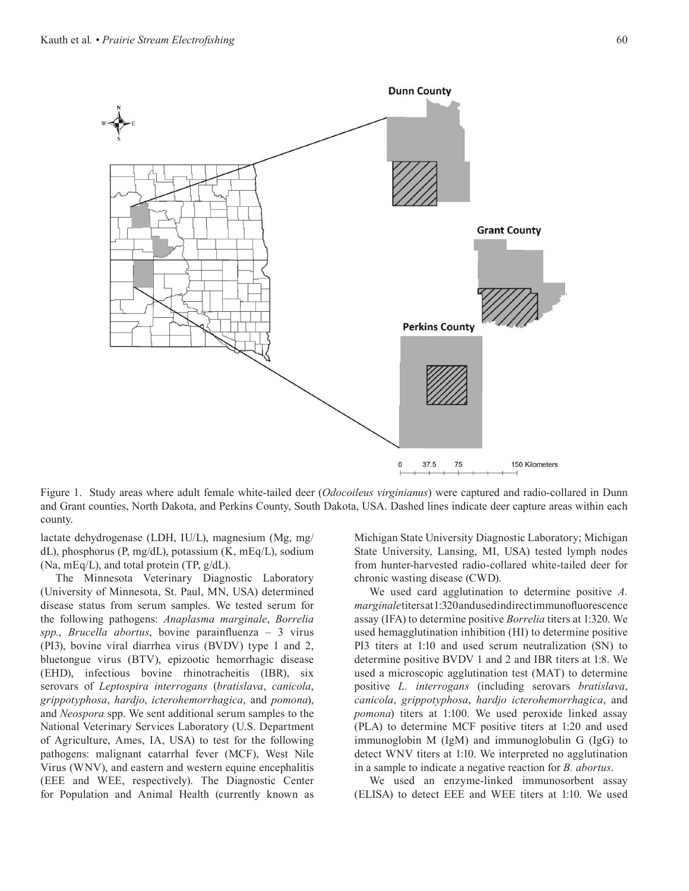Figure 1. Study areas where adult female white-tailed deer (*Odocoileus virginianus*) were captured and radio-collared in Dunn and Grant counties, North Dakota, and Perkins County, South Dakota, USA. Dashed lines indicate deer capture areas within each county.

lactate dehydrogenase (LDH, IU/L), magnesium (Mg, mg/dL), phosphorus (P, mg/dL), potassium (K, mEq/L), sodium (Na, mEq/L), and total protein (TP, g/dL).

The Minnesota Veterinary Diagnostic Laboratory (University of Minnesota, St. Paul, MN, USA) determined disease status from serum samples. We tested serum for the following pathogens: *Anaplasma marginale*, *Borrelia spp.*, *Brucella abortus*, bovine parainfluenza – 3 virus (PI3), bovine viral diarrhea virus (BVDV) type 1 and 2, bluetongue virus (BTV), epizootic hemorrhagic disease (EHD), infectious bovine rhinotracheitis (IBR), six serovars of *Leptospira interrogans* (*bratislava*, *canicola*, *grippotyphosa*, *hardjo*, *icterohemorrhagica*, and *pomona*), and *Neospora* spp. We sent additional serum samples to the National Veterinary Services Laboratory (U.S. Department of Agriculture, Ames, IA, USA) to test for the following pathogens: malignant catarrhal fever (MCF), West Nile Virus (WNV), and eastern and western equine encephalitis (EEE and WEE, respectively). The Diagnostic Center for Population and Animal Health (currently known as Michigan State University Diagnostic Laboratory; Michigan State University, Lansing, MI, USA) tested lymph nodes from hunter-harvested radio-collared white-tailed deer for chronic wasting disease (CWD).

We used card agglutination to determine positive *A. marginale* titers at 1:320 and used indirect immunofluorescence assay (IFA) to determine positive *Borrelia* titers at 1:320. We used hemagglutination inhibition (HI) to determine positive PI3 titers at 1:10 and used serum neutralization (SN) to determine positive BVDV 1 and 2 and IBR titers at 1:8. We used a microscopic agglutination test (MAT) to determine positive *L. interrogans* (including serovars *bratislava*, *canicola*, *grippotyphosa*, *hardjo icterohemorrhagica*, and *pomona*) titers at 1:100. We used peroxide linked assay (PLA) to determine MCF positive titers at 1:20 and used immunoglobin M (IgM) and immunoglobulin G (IgG) to detect WNV titers at 1:10. We interpreted no agglutination in a sample to indicate a negative reaction for *B. abortus*.

We used an enzyme-linked immunosorbent assay (ELISA) to detect EEE and WEE titers at 1:10. We used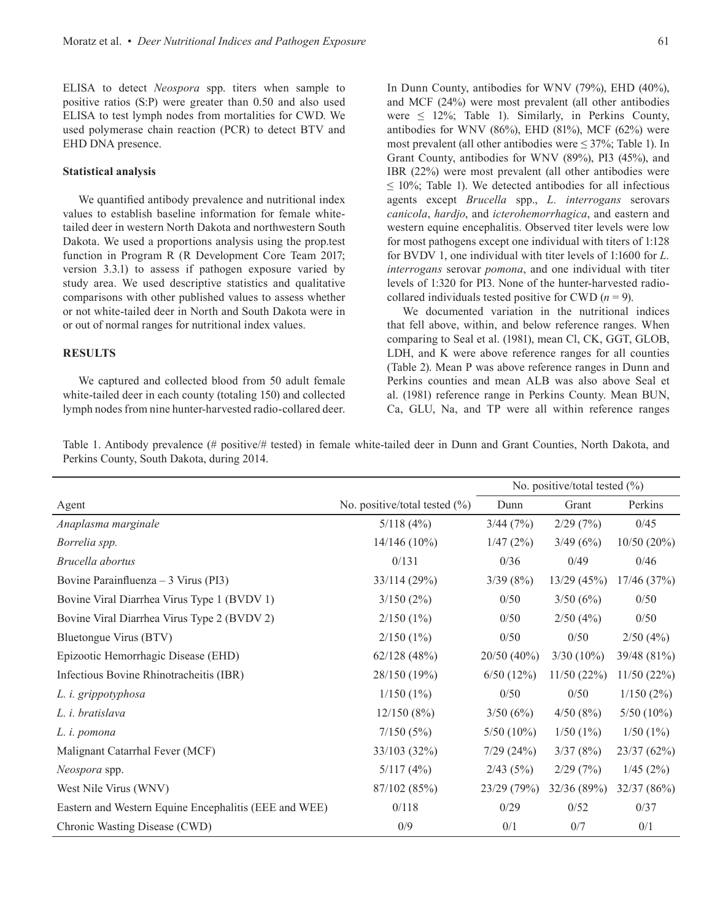ELISA to detect *Neospora* spp. titers when sample to positive ratios (S:P) were greater than 0.50 and also used ELISA to test lymph nodes from mortalities for CWD. We used polymerase chain reaction (PCR) to detect BTV and EHD DNA presence.

### Statistical analysis

We quantified antibody prevalence and nutritional index values to establish baseline information for female white-tailed deer in western North Dakota and northwestern South Dakota. We used a proportions analysis using the prop.test function in Program R (R Development Core Team 2017; version 3.3.1) to assess if pathogen exposure varied by study area. We used descriptive statistics and qualitative comparisons with other published values to assess whether or not white-tailed deer in North and South Dakota were in or out of normal ranges for nutritional index values.

## RESULTS

We captured and collected blood from 50 adult female white-tailed deer in each county (totaling 150) and collected lymph nodes from nine hunter-harvested radio-collared deer. In Dunn County, antibodies for WNV (79%), EHD (40%), and MCF (24%) were most prevalent (all other antibodies were ≤ 12%; Table 1). Similarly, in Perkins County, antibodies for WNV (86%), EHD (81%), MCF (62%) were most prevalent (all other antibodies were ≤ 37%; Table 1). In Grant County, antibodies for WNV (89%), PI3 (45%), and IBR (22%) were most prevalent (all other antibodies were ≤ 10%; Table 1). We detected antibodies for all infectious agents except *Brucella* spp., *L. interrogans* serovars *canicola*, *hardjo*, and *icterohemorrhagica*, and eastern and western equine encephalitis. Observed titer levels were low for most pathogens except one individual with titers of 1:128 for BVDV 1, one individual with titer levels of 1:1600 for *L. interrogans* serovar *pomona*, and one individual with titer levels of 1:320 for PI3. None of the hunter-harvested radio-collared individuals tested positive for CWD ($n = 9$).

We documented variation in the nutritional indices that fell above, within, and below reference ranges. When comparing to Seal et al. (1981), mean Cl, CK, GGT, GLOB, LDH, and K were above reference ranges for all counties (Table 2). Mean P was above reference ranges in Dunn and Perkins counties and mean ALB was also above Seal et al. (1981) reference range in Perkins County. Mean BUN, Ca, GLU, Na, and TP were all within reference ranges

Table 1. Antibody prevalence (# positive/# tested) in female white-tailed deer in Dunn and Grant Counties, North Dakota, and Perkins County, South Dakota, during 2014.

| | | No. positive/total tested (%) | | |
|---|---|---|---|---|
| Agent | No. positive/total tested (%) | Dunn | Grant | Perkins |
| *Anaplasma marginale* | 5/118 (4%) | 3/44 (7%) | 2/29 (7%) | 0/45 |
| *Borrelia spp.* | 14/146 (10%) | 1/47 (2%) | 3/49 (6%) | 10/50 (20%) |
| *Brucella abortus* | 0/131 | 0/36 | 0/49 | 0/46 |
| Bovine Parainfluenza – 3 Virus (PI3) | 33/114 (29%) | 3/39 (8%) | 13/29 (45%) | 17/46 (37%) |
| Bovine Viral Diarrhea Virus Type 1 (BVDV 1) | 3/150 (2%) | 0/50 | 3/50 (6%) | 0/50 |
| Bovine Viral Diarrhea Virus Type 2 (BVDV 2) | 2/150 (1%) | 0/50 | 2/50 (4%) | 0/50 |
| Bluetongue Virus (BTV) | 2/150 (1%) | 0/50 | 0/50 | 2/50 (4%) |
| Epizootic Hemorrhagic Disease (EHD) | 62/128 (48%) | 20/50 (40%) | 3/30 (10%) | 39/48 (81%) |
| Infectious Bovine Rhinotracheitis (IBR) | 28/150 (19%) | 6/50 (12%) | 11/50 (22%) | 11/50 (22%) |
| *L. i. grippotyphosa* | 1/150 (1%) | 0/50 | 0/50 | 1/150 (2%) |
| *L. i. bratislava* | 12/150 (8%) | 3/50 (6%) | 4/50 (8%) | 5/50 (10%) |
| *L. i. pomona* | 7/150 (5%) | 5/50 (10%) | 1/50 (1%) | 1/50 (1%) |
| Malignant Catarrhal Fever (MCF) | 33/103 (32%) | 7/29 (24%) | 3/37 (8%) | 23/37 (62%) |
| *Neospora* spp. | 5/117 (4%) | 2/43 (5%) | 2/29 (7%) | 1/45 (2%) |
| West Nile Virus (WNV) | 87/102 (85%) | 23/29 (79%) | 32/36 (89%) | 32/37 (86%) |
| Eastern and Western Equine Encephalitis (EEE and WEE) | 0/118 | 0/29 | 0/52 | 0/37 |
| Chronic Wasting Disease (CWD) | 0/9 | 0/1 | 0/7 | 0/1 |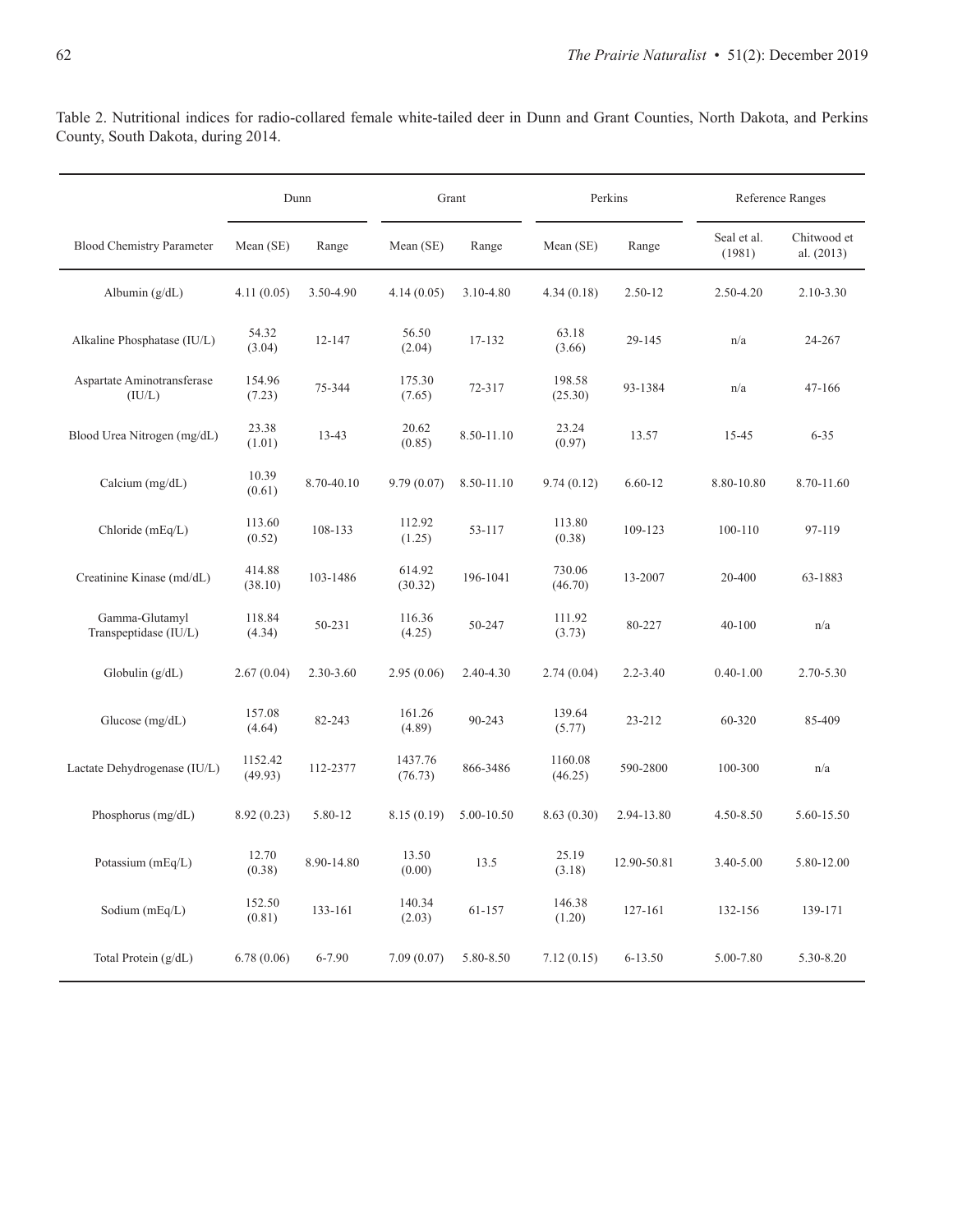Table 2. Nutritional indices for radio-collared female white-tailed deer in Dunn and Grant Counties, North Dakota, and Perkins County, South Dakota, during 2014.

| | Dunn | | Grant | | Perkins | | Reference Ranges | |
|---|---|---|---|---|---|---|---|---|
| Blood Chemistry Parameter | Mean (SE) | Range | Mean (SE) | Range | Mean (SE) | Range | Seal et al. (1981) | Chitwood et al. (2013) |
| Albumin (g/dL) | 4.11 (0.05) | 3.50-4.90 | 4.14 (0.05) | 3.10-4.80 | 4.34 (0.18) | 2.50-12 | 2.50-4.20 | 2.10-3.30 |
| Alkaline Phosphatase (IU/L) | 54.32 (3.04) | 12-147 | 56.50 (2.04) | 17-132 | 63.18 (3.66) | 29-145 | n/a | 24-267 |
| Aspartate Aminotransferase (IU/L) | 154.96 (7.23) | 75-344 | 175.30 (7.65) | 72-317 | 198.58 (25.30) | 93-1384 | n/a | 47-166 |
| Blood Urea Nitrogen (mg/dL) | 23.38 (1.01) | 13-43 | 20.62 (0.85) | 8.50-11.10 | 23.24 (0.97) | 13.57 | 15-45 | 6-35 |
| Calcium (mg/dL) | 10.39 (0.61) | 8.70-40.10 | 9.79 (0.07) | 8.50-11.10 | 9.74 (0.12) | 6.60-12 | 8.80-10.80 | 8.70-11.60 |
| Chloride (mEq/L) | 113.60 (0.52) | 108-133 | 112.92 (1.25) | 53-117 | 113.80 (0.38) | 109-123 | 100-110 | 97-119 |
| Creatinine Kinase (md/dL) | 414.88 (38.10) | 103-1486 | 614.92 (30.32) | 196-1041 | 730.06 (46.70) | 13-2007 | 20-400 | 63-1883 |
| Gamma-Glutamyl Transpeptidase (IU/L) | 118.84 (4.34) | 50-231 | 116.36 (4.25) | 50-247 | 111.92 (3.73) | 80-227 | 40-100 | n/a |
| Globulin (g/dL) | 2.67 (0.04) | 2.30-3.60 | 2.95 (0.06) | 2.40-4.30 | 2.74 (0.04) | 2.2-3.40 | 0.40-1.00 | 2.70-5.30 |
| Glucose (mg/dL) | 157.08 (4.64) | 82-243 | 161.26 (4.89) | 90-243 | 139.64 (5.77) | 23-212 | 60-320 | 85-409 |
| Lactate Dehydrogenase (IU/L) | 1152.42 (49.93) | 112-2377 | 1437.76 (76.73) | 866-3486 | 1160.08 (46.25) | 590-2800 | 100-300 | n/a |
| Phosphorus (mg/dL) | 8.92 (0.23) | 5.80-12 | 8.15 (0.19) | 5.00-10.50 | 8.63 (0.30) | 2.94-13.80 | 4.50-8.50 | 5.60-15.50 |
| Potassium (mEq/L) | 12.70 (0.38) | 8.90-14.80 | 13.50 (0.00) | 13.5 | 25.19 (3.18) | 12.90-50.81 | 3.40-5.00 | 5.80-12.00 |
| Sodium (mEq/L) | 152.50 (0.81) | 133-161 | 140.34 (2.03) | 61-157 | 146.38 (1.20) | 127-161 | 132-156 | 139-171 |
| Total Protein (g/dL) | 6.78 (0.06) | 6-7.90 | 7.09 (0.07) | 5.80-8.50 | 7.12 (0.15) | 6-13.50 | 5.00-7.80 | 5.30-8.20 |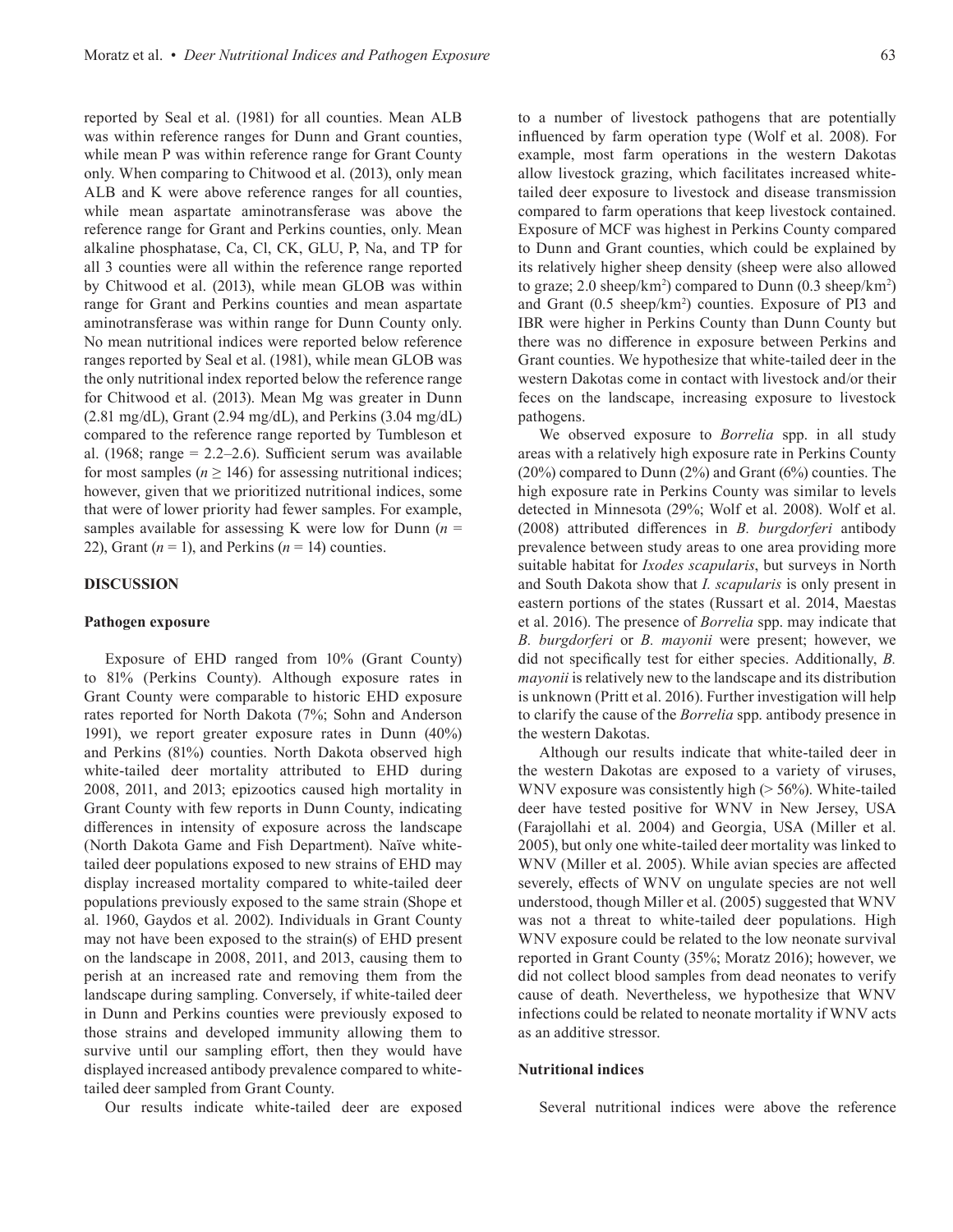reported by Seal et al. (1981) for all counties. Mean ALB was within reference ranges for Dunn and Grant counties, while mean P was within reference range for Grant County only. When comparing to Chitwood et al. (2013), only mean ALB and K were above reference ranges for all counties, while mean aspartate aminotransferase was above the reference range for Grant and Perkins counties, only. Mean alkaline phosphatase, Ca, Cl, CK, GLU, P, Na, and TP for all 3 counties were all within the reference range reported by Chitwood et al. (2013), while mean GLOB was within range for Grant and Perkins counties and mean aspartate aminotransferase was within range for Dunn County only. No mean nutritional indices were reported below reference ranges reported by Seal et al. (1981), while mean GLOB was the only nutritional index reported below the reference range for Chitwood et al. (2013). Mean Mg was greater in Dunn (2.81 mg/dL), Grant (2.94 mg/dL), and Perkins (3.04 mg/dL) compared to the reference range reported by Tumbleson et al. (1968; range = 2.2–2.6). Sufficient serum was available for most samples ($n \geq 146$) for assessing nutritional indices; however, given that we prioritized nutritional indices, some that were of lower priority had fewer samples. For example, samples available for assessing K were low for Dunn ($n$ = 22), Grant ($n$ = 1), and Perkins ($n$ = 14) counties.

## DISCUSSION

### Pathogen exposure

Exposure of EHD ranged from 10% (Grant County) to 81% (Perkins County). Although exposure rates in Grant County were comparable to historic EHD exposure rates reported for North Dakota (7%; Sohn and Anderson 1991), we report greater exposure rates in Dunn (40%) and Perkins (81%) counties. North Dakota observed high white-tailed deer mortality attributed to EHD during 2008, 2011, and 2013; epizootics caused high mortality in Grant County with few reports in Dunn County, indicating differences in intensity of exposure across the landscape (North Dakota Game and Fish Department). Naïve white-tailed deer populations exposed to new strains of EHD may display increased mortality compared to white-tailed deer populations previously exposed to the same strain (Shope et al. 1960, Gaydos et al. 2002). Individuals in Grant County may not have been exposed to the strain(s) of EHD present on the landscape in 2008, 2011, and 2013, causing them to perish at an increased rate and removing them from the landscape during sampling. Conversely, if white-tailed deer in Dunn and Perkins counties were previously exposed to those strains and developed immunity allowing them to survive until our sampling effort, then they would have displayed increased antibody prevalence compared to white-tailed deer sampled from Grant County.

Our results indicate white-tailed deer are exposed to a number of livestock pathogens that are potentially influenced by farm operation type (Wolf et al. 2008). For example, most farm operations in the western Dakotas allow livestock grazing, which facilitates increased white-tailed deer exposure to livestock and disease transmission compared to farm operations that keep livestock contained. Exposure of MCF was highest in Perkins County compared to Dunn and Grant counties, which could be explained by its relatively higher sheep density (sheep were also allowed to graze; 2.0 sheep/km$^2$) compared to Dunn (0.3 sheep/km$^2$) and Grant (0.5 sheep/km$^2$) counties. Exposure of PI3 and IBR were higher in Perkins County than Dunn County but there was no difference in exposure between Perkins and Grant counties. We hypothesize that white-tailed deer in the western Dakotas come in contact with livestock and/or their feces on the landscape, increasing exposure to livestock pathogens.

We observed exposure to *Borrelia* spp. in all study areas with a relatively high exposure rate in Perkins County (20%) compared to Dunn (2%) and Grant (6%) counties. The high exposure rate in Perkins County was similar to levels detected in Minnesota (29%; Wolf et al. 2008). Wolf et al. (2008) attributed differences in *B. burgdorferi* antibody prevalence between study areas to one area providing more suitable habitat for *Ixodes scapularis*, but surveys in North and South Dakota show that *I. scapularis* is only present in eastern portions of the states (Russart et al. 2014, Maestas et al. 2016). The presence of *Borrelia* spp. may indicate that *B. burgdorferi* or *B. mayonii* were present; however, we did not specifically test for either species. Additionally, *B. mayonii* is relatively new to the landscape and its distribution is unknown (Pritt et al. 2016). Further investigation will help to clarify the cause of the *Borrelia* spp. antibody presence in the western Dakotas.

Although our results indicate that white-tailed deer in the western Dakotas are exposed to a variety of viruses, WNV exposure was consistently high (> 56%). White-tailed deer have tested positive for WNV in New Jersey, USA (Farajollahi et al. 2004) and Georgia, USA (Miller et al. 2005), but only one white-tailed deer mortality was linked to WNV (Miller et al. 2005). While avian species are affected severely, effects of WNV on ungulate species are not well understood, though Miller et al. (2005) suggested that WNV was not a threat to white-tailed deer populations. High WNV exposure could be related to the low neonate survival reported in Grant County (35%; Moratz 2016); however, we did not collect blood samples from dead neonates to verify cause of death. Nevertheless, we hypothesize that WNV infections could be related to neonate mortality if WNV acts as an additive stressor.

### Nutritional indices

Several nutritional indices were above the reference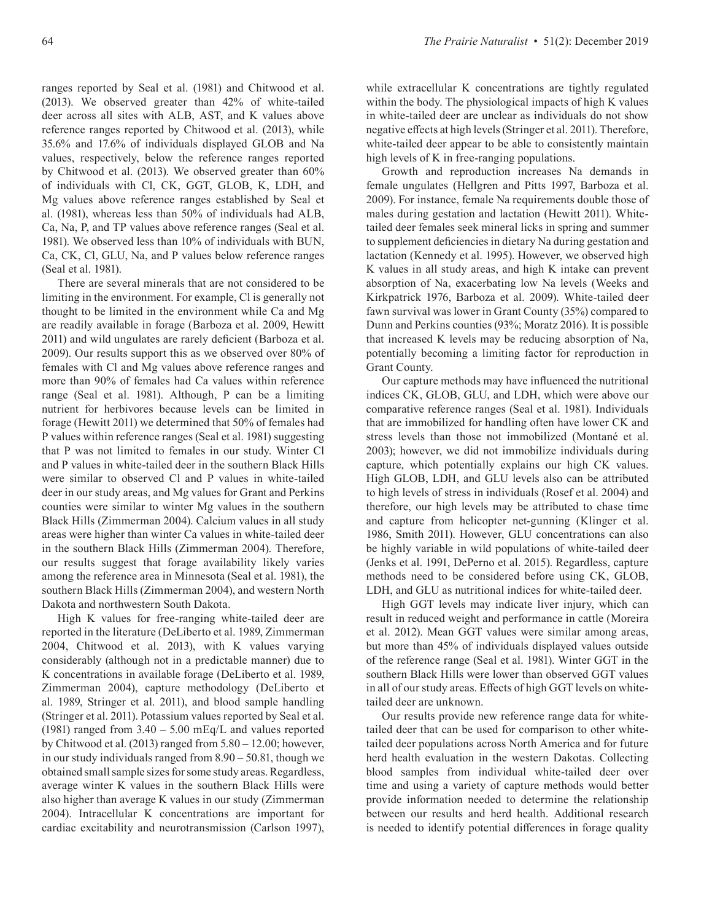ranges reported by Seal et al. (1981) and Chitwood et al. (2013). We observed greater than 42% of white-tailed deer across all sites with ALB, AST, and K values above reference ranges reported by Chitwood et al. (2013), while 35.6% and 17.6% of individuals displayed GLOB and Na values, respectively, below the reference ranges reported by Chitwood et al. (2013). We observed greater than 60% of individuals with Cl, CK, GGT, GLOB, K, LDH, and Mg values above reference ranges established by Seal et al. (1981), whereas less than 50% of individuals had ALB, Ca, Na, P, and TP values above reference ranges (Seal et al. 1981). We observed less than 10% of individuals with BUN, Ca, CK, Cl, GLU, Na, and P values below reference ranges (Seal et al. 1981).

There are several minerals that are not considered to be limiting in the environment. For example, Cl is generally not thought to be limited in the environment while Ca and Mg are readily available in forage (Barboza et al. 2009, Hewitt 2011) and wild ungulates are rarely deficient (Barboza et al. 2009). Our results support this as we observed over 80% of females with Cl and Mg values above reference ranges and more than 90% of females had Ca values within reference range (Seal et al. 1981). Although, P can be a limiting nutrient for herbivores because levels can be limited in forage (Hewitt 2011) we determined that 50% of females had P values within reference ranges (Seal et al. 1981) suggesting that P was not limited to females in our study. Winter Cl and P values in white-tailed deer in the southern Black Hills were similar to observed Cl and P values in white-tailed deer in our study areas, and Mg values for Grant and Perkins counties were similar to winter Mg values in the southern Black Hills (Zimmerman 2004). Calcium values in all study areas were higher than winter Ca values in white-tailed deer in the southern Black Hills (Zimmerman 2004). Therefore, our results suggest that forage availability likely varies among the reference area in Minnesota (Seal et al. 1981), the southern Black Hills (Zimmerman 2004), and western North Dakota and northwestern South Dakota.

High K values for free-ranging white-tailed deer are reported in the literature (DeLiberto et al. 1989, Zimmerman 2004, Chitwood et al. 2013), with K values varying considerably (although not in a predictable manner) due to K concentrations in available forage (DeLiberto et al. 1989, Zimmerman 2004), capture methodology (DeLiberto et al. 1989, Stringer et al. 2011), and blood sample handling (Stringer et al. 2011). Potassium values reported by Seal et al. (1981) ranged from 3.40 – 5.00 mEq/L and values reported by Chitwood et al. (2013) ranged from 5.80 – 12.00; however, in our study individuals ranged from 8.90 – 50.81, though we obtained small sample sizes for some study areas. Regardless, average winter K values in the southern Black Hills were also higher than average K values in our study (Zimmerman 2004). Intracellular K concentrations are important for cardiac excitability and neurotransmission (Carlson 1997), while extracellular K concentrations are tightly regulated within the body. The physiological impacts of high K values in white-tailed deer are unclear as individuals do not show negative effects at high levels (Stringer et al. 2011). Therefore, white-tailed deer appear to be able to consistently maintain high levels of K in free-ranging populations.

Growth and reproduction increases Na demands in female ungulates (Hellgren and Pitts 1997, Barboza et al. 2009). For instance, female Na requirements double those of males during gestation and lactation (Hewitt 2011). White-tailed deer females seek mineral licks in spring and summer to supplement deficiencies in dietary Na during gestation and lactation (Kennedy et al. 1995). However, we observed high K values in all study areas, and high K intake can prevent absorption of Na, exacerbating low Na levels (Weeks and Kirkpatrick 1976, Barboza et al. 2009). White-tailed deer fawn survival was lower in Grant County (35%) compared to Dunn and Perkins counties (93%; Moratz 2016). It is possible that increased K levels may be reducing absorption of Na, potentially becoming a limiting factor for reproduction in Grant County.

Our capture methods may have influenced the nutritional indices CK, GLOB, GLU, and LDH, which were above our comparative reference ranges (Seal et al. 1981). Individuals that are immobilized for handling often have lower CK and stress levels than those not immobilized (Montané et al. 2003); however, we did not immobilize individuals during capture, which potentially explains our high CK values. High GLOB, LDH, and GLU levels also can be attributed to high levels of stress in individuals (Rosef et al. 2004) and therefore, our high levels may be attributed to chase time and capture from helicopter net-gunning (Klinger et al. 1986, Smith 2011). However, GLU concentrations can also be highly variable in wild populations of white-tailed deer (Jenks et al. 1991, DePerno et al. 2015). Regardless, capture methods need to be considered before using CK, GLOB, LDH, and GLU as nutritional indices for white-tailed deer.

High GGT levels may indicate liver injury, which can result in reduced weight and performance in cattle (Moreira et al. 2012). Mean GGT values were similar among areas, but more than 45% of individuals displayed values outside of the reference range (Seal et al. 1981). Winter GGT in the southern Black Hills were lower than observed GGT values in all of our study areas. Effects of high GGT levels on white-tailed deer are unknown.

Our results provide new reference range data for white-tailed deer that can be used for comparison to other white-tailed deer populations across North America and for future herd health evaluation in the western Dakotas. Collecting blood samples from individual white-tailed deer over time and using a variety of capture methods would better provide information needed to determine the relationship between our results and herd health. Additional research is needed to identify potential differences in forage quality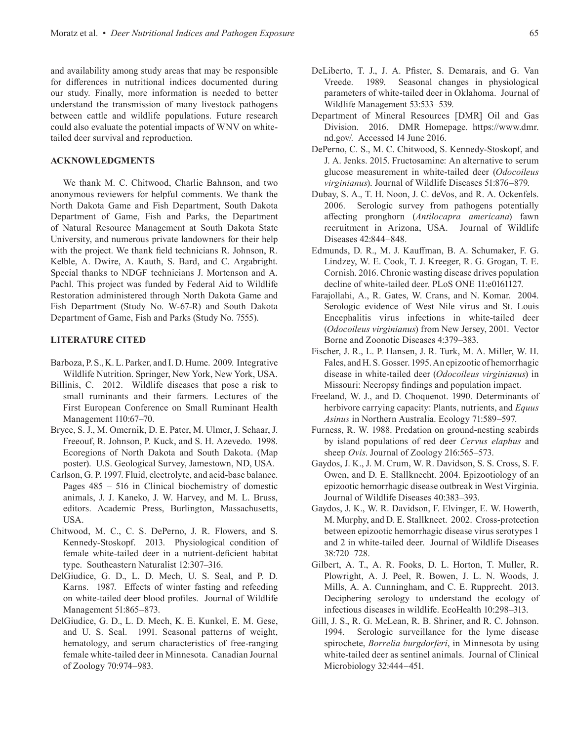and availability among study areas that may be responsible for differences in nutritional indices documented during our study. Finally, more information is needed to better understand the transmission of many livestock pathogens between cattle and wildlife populations. Future research could also evaluate the potential impacts of WNV on white-tailed deer survival and reproduction.

## ACKNOWLEDGMENTS

We thank M. C. Chitwood, Charlie Bahnson, and two anonymous reviewers for helpful comments. We thank the North Dakota Game and Fish Department, South Dakota Department of Game, Fish and Parks, the Department of Natural Resource Management at South Dakota State University, and numerous private landowners for their help with the project. We thank field technicians R. Johnson, R. Kelble, A. Dwire, A. Kauth, S. Bard, and C. Argabright. Special thanks to NDGF technicians J. Mortenson and A. Pachl. This project was funded by Federal Aid to Wildlife Restoration administered through North Dakota Game and Fish Department (Study No. W-67-R) and South Dakota Department of Game, Fish and Parks (Study No. 7555).

## LITERATURE CITED

Barboza, P. S., K. L. Parker, and I. D. Hume. 2009. Integrative Wildlife Nutrition. Springer, New York, New York, USA.

Billinis, C. 2012. Wildlife diseases that pose a risk to small ruminants and their farmers. Lectures of the First European Conference on Small Ruminant Health Management 110:67–70.

Bryce, S. J., M. Omernik, D. E. Pater, M. Ulmer, J. Schaar, J. Freeouf, R. Johnson, P. Kuck, and S. H. Azevedo. 1998. Ecoregions of North Dakota and South Dakota. (Map poster). U.S. Geological Survey, Jamestown, ND, USA.

Carlson, G. P. 1997. Fluid, electrolyte, and acid-base balance. Pages 485 – 516 in Clinical biochemistry of domestic animals, J. J. Kaneko, J. W. Harvey, and M. L. Bruss, editors. Academic Press, Burlington, Massachusetts, USA.

Chitwood, M. C., C. S. DePerno, J. R. Flowers, and S. Kennedy-Stoskopf. 2013. Physiological condition of female white-tailed deer in a nutrient-deficient habitat type. Southeastern Naturalist 12:307–316.

DelGiudice, G. D., L. D. Mech, U. S. Seal, and P. D. Karns. 1987. Effects of winter fasting and refeeding on white-tailed deer blood profiles. Journal of Wildlife Management 51:865–873.

DelGiudice, G. D., L. D. Mech, K. E. Kunkel, E. M. Gese, and U. S. Seal. 1991. Seasonal patterns of weight, hematology, and serum characteristics of free-ranging female white-tailed deer in Minnesota. Canadian Journal of Zoology 70:974–983.

DeLiberto, T. J., J. A. Pfister, S. Demarais, and G. Van Vreede. 1989. Seasonal changes in physiological parameters of white-tailed deer in Oklahoma. Journal of Wildlife Management 53:533–539.

Department of Mineral Resources [DMR] Oil and Gas Division. 2016. DMR Homepage. https://www.dmr.nd.gov/. Accessed 14 June 2016.

DePerno, C. S., M. C. Chitwood, S. Kennedy-Stoskopf, and J. A. Jenks. 2015. Fructosamine: An alternative to serum glucose measurement in white-tailed deer (*Odocoileus virginianus*). Journal of Wildlife Diseases 51:876–879.

Dubay, S. A., T. H. Noon, J. C. deVos, and R. A. Ockenfels. 2006. Serologic survey from pathogens potentially affecting pronghorn (*Antilocapra americana*) fawn recruitment in Arizona, USA. Journal of Wildlife Diseases 42:844–848.

Edmunds, D. R., M. J. Kauffman, B. A. Schumaker, F. G. Lindzey, W. E. Cook, T. J. Kreeger, R. G. Grogan, T. E. Cornish. 2016. Chronic wasting disease drives population decline of white-tailed deer. PLoS ONE 11:e0161127.

Farajollahi, A., R. Gates, W. Crans, and N. Komar. 2004. Serologic evidence of West Nile virus and St. Louis Encephalitis virus infections in white-tailed deer (*Odocoileus virginianus*) from New Jersey, 2001. Vector Borne and Zoonotic Diseases 4:379–383.

Fischer, J. R., L. P. Hansen, J. R. Turk, M. A. Miller, W. H. Fales, and H. S. Gosser. 1995. An epizootic of hemorrhagic disease in white-tailed deer (*Odocoileus virginianus*) in Missouri: Necropsy findings and population impact.

Freeland, W. J., and D. Choquenot. 1990. Determinants of herbivore carrying capacity: Plants, nutrients, and *Equus Asinus* in Northern Australia. Ecology 71:589–597.

Furness, R. W. 1988. Predation on ground-nesting seabirds by island populations of red deer *Cervus elaphus* and sheep *Ovis*. Journal of Zoology 216:565–573.

Gaydos, J. K., J. M. Crum, W. R. Davidson, S. S. Cross, S. F. Owen, and D. E. Stallknecht. 2004. Epizootiology of an epizootic hemorrhagic disease outbreak in West Virginia. Journal of Wildlife Diseases 40:383–393.

Gaydos, J. K., W. R. Davidson, F. Elvinger, E. W. Howerth, M. Murphy, and D. E. Stallknect. 2002. Cross-protection between epizootic hemorrhagic disease virus serotypes 1 and 2 in white-tailed deer. Journal of Wildlife Diseases 38:720–728.

Gilbert, A. T., A. R. Fooks, D. L. Horton, T. Muller, R. Plowright, A. J. Peel, R. Bowen, J. L. N. Woods, J. Mills, A. A. Cunningham, and C. E. Rupprecht. 2013. Deciphering serology to understand the ecology of infectious diseases in wildlife. EcoHealth 10:298–313.

Gill, J. S., R. G. McLean, R. B. Shriner, and R. C. Johnson. 1994. Serologic surveillance for the lyme disease spirochete, *Borrelia burgdorferi*, in Minnesota by using white-tailed deer as sentinel animals. Journal of Clinical Microbiology 32:444–451.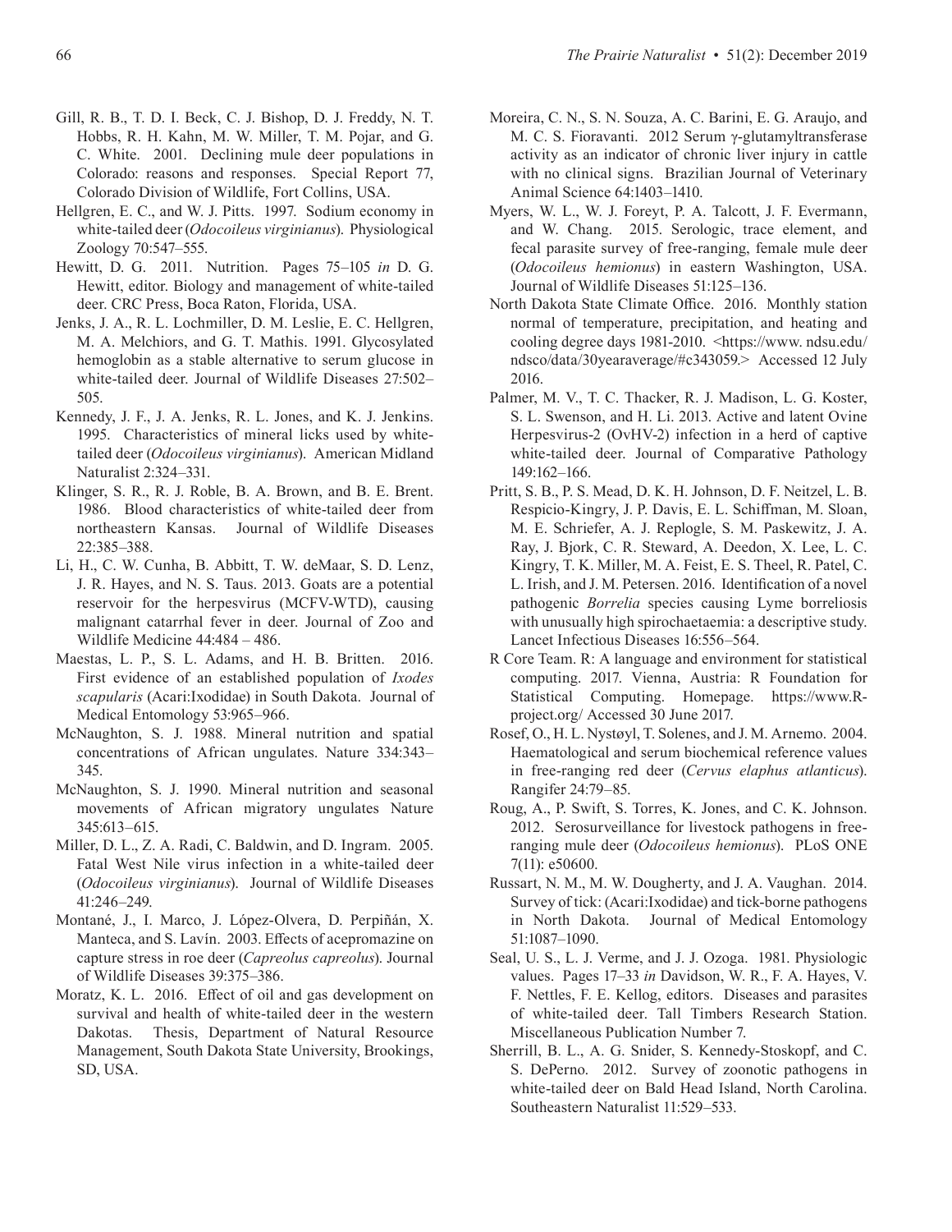Gill, R. B., T. D. I. Beck, C. J. Bishop, D. J. Freddy, N. T. Hobbs, R. H. Kahn, M. W. Miller, T. M. Pojar, and G. C. White. 2001. Declining mule deer populations in Colorado: reasons and responses. Special Report 77, Colorado Division of Wildlife, Fort Collins, USA.

Hellgren, E. C., and W. J. Pitts. 1997. Sodium economy in white-tailed deer (*Odocoileus virginianus*). Physiological Zoology 70:547–555.

Hewitt, D. G. 2011. Nutrition. Pages 75–105 *in* D. G. Hewitt, editor. Biology and management of white-tailed deer. CRC Press, Boca Raton, Florida, USA.

Jenks, J. A., R. L. Lochmiller, D. M. Leslie, E. C. Hellgren, M. A. Melchiors, and G. T. Mathis. 1991. Glycosylated hemoglobin as a stable alternative to serum glucose in white-tailed deer. Journal of Wildlife Diseases 27:502–505.

Kennedy, J. F., J. A. Jenks, R. L. Jones, and K. J. Jenkins. 1995. Characteristics of mineral licks used by white-tailed deer (*Odocoileus virginianus*). American Midland Naturalist 2:324–331.

Klinger, S. R., R. J. Roble, B. A. Brown, and B. E. Brent. 1986. Blood characteristics of white-tailed deer from northeastern Kansas. Journal of Wildlife Diseases 22:385–388.

Li, H., C. W. Cunha, B. Abbitt, T. W. deMaar, S. D. Lenz, J. R. Hayes, and N. S. Taus. 2013. Goats are a potential reservoir for the herpesvirus (MCFV-WTD), causing malignant catarrhal fever in deer. Journal of Zoo and Wildlife Medicine 44:484 – 486.

Maestas, L. P., S. L. Adams, and H. B. Britten. 2016. First evidence of an established population of *Ixodes scapularis* (Acari:Ixodidae) in South Dakota. Journal of Medical Entomology 53:965–966.

McNaughton, S. J. 1988. Mineral nutrition and spatial concentrations of African ungulates. Nature 334:343–345.

McNaughton, S. J. 1990. Mineral nutrition and seasonal movements of African migratory ungulates Nature 345:613–615.

Miller, D. L., Z. A. Radi, C. Baldwin, and D. Ingram. 2005. Fatal West Nile virus infection in a white-tailed deer (*Odocoileus virginianus*). Journal of Wildlife Diseases 41:246–249.

Montané, J., I. Marco, J. López-Olvera, D. Perpiñán, X. Manteca, and S. Lavín. 2003. Effects of acepromazine on capture stress in roe deer (*Capreolus capreolus*). Journal of Wildlife Diseases 39:375–386.

Moratz, K. L. 2016. Effect of oil and gas development on survival and health of white-tailed deer in the western Dakotas. Thesis, Department of Natural Resource Management, South Dakota State University, Brookings, SD, USA.

Moreira, C. N., S. N. Souza, A. C. Barini, E. G. Araujo, and M. C. S. Fioravanti. 2012 Serum γ-glutamyltransferase activity as an indicator of chronic liver injury in cattle with no clinical signs. Brazilian Journal of Veterinary Animal Science 64:1403–1410.

Myers, W. L., W. J. Foreyt, P. A. Talcott, J. F. Evermann, and W. Chang. 2015. Serologic, trace element, and fecal parasite survey of free-ranging, female mule deer (*Odocoileus hemionus*) in eastern Washington, USA. Journal of Wildlife Diseases 51:125–136.

North Dakota State Climate Office. 2016. Monthly station normal of temperature, precipitation, and heating and cooling degree days 1981-2010. <https://www. ndsu.edu/ndsco/data/30yearaverage/#c343059.> Accessed 12 July 2016.

Palmer, M. V., T. C. Thacker, R. J. Madison, L. G. Koster, S. L. Swenson, and H. Li. 2013. Active and latent Ovine Herpesvirus-2 (OvHV-2) infection in a herd of captive white-tailed deer. Journal of Comparative Pathology 149:162–166.

Pritt, S. B., P. S. Mead, D. K. H. Johnson, D. F. Neitzel, L. B. Respicio-Kingry, J. P. Davis, E. L. Schiffman, M. Sloan, M. E. Schriefer, A. J. Replogle, S. M. Paskewitz, J. A. Ray, J. Bjork, C. R. Steward, A. Deedon, X. Lee, L. C. Kingry, T. K. Miller, M. A. Feist, E. S. Theel, R. Patel, C. L. Irish, and J. M. Petersen. 2016. Identification of a novel pathogenic *Borrelia* species causing Lyme borreliosis with unusually high spirochaetaemia: a descriptive study. Lancet Infectious Diseases 16:556–564.

R Core Team. R: A language and environment for statistical computing. 2017. Vienna, Austria: R Foundation for Statistical Computing. Homepage. https://www.R-project.org/ Accessed 30 June 2017.

Rosef, O., H. L. Nystøyl, T. Solenes, and J. M. Arnemo. 2004. Haematological and serum biochemical reference values in free-ranging red deer (*Cervus elaphus atlanticus*). Rangifer 24:79–85.

Roug, A., P. Swift, S. Torres, K. Jones, and C. K. Johnson. 2012. Serosurveillance for livestock pathogens in free-ranging mule deer (*Odocoileus hemionus*). PLoS ONE 7(11): e50600.

Russart, N. M., M. W. Dougherty, and J. A. Vaughan. 2014. Survey of tick: (Acari:Ixodidae) and tick-borne pathogens in North Dakota. Journal of Medical Entomology 51:1087–1090.

Seal, U. S., L. J. Verme, and J. J. Ozoga. 1981. Physiologic values. Pages 17–33 *in* Davidson, W. R., F. A. Hayes, V. F. Nettles, F. E. Kellog, editors. Diseases and parasites of white-tailed deer. Tall Timbers Research Station. Miscellaneous Publication Number 7.

Sherrill, B. L., A. G. Snider, S. Kennedy-Stoskopf, and C. S. DePerno. 2012. Survey of zoonotic pathogens in white-tailed deer on Bald Head Island, North Carolina. Southeastern Naturalist 11:529–533.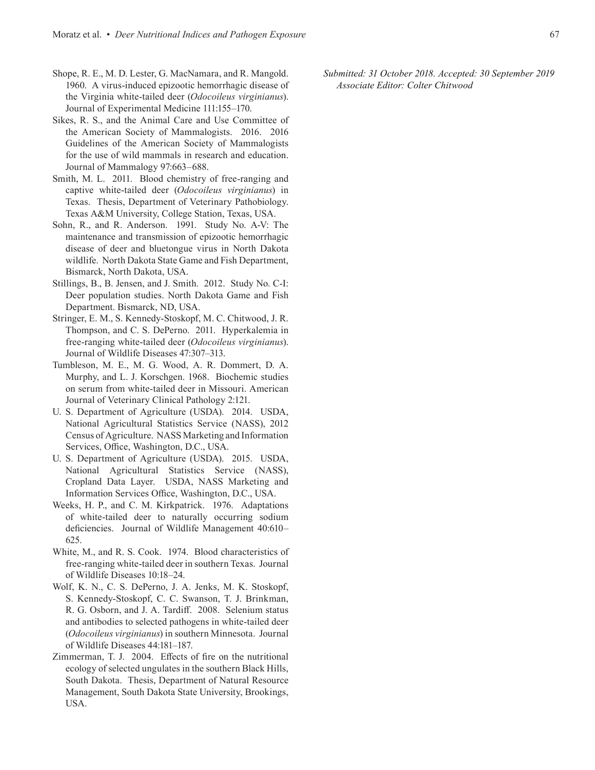Shope, R. E., M. D. Lester, G. MacNamara, and R. Mangold. 1960. A virus-induced epizootic hemorrhagic disease of the Virginia white-tailed deer (*Odocoileus virginianus*). Journal of Experimental Medicine 111:155–170.

Sikes, R. S., and the Animal Care and Use Committee of the American Society of Mammalogists. 2016. 2016 Guidelines of the American Society of Mammalogists for the use of wild mammals in research and education. Journal of Mammalogy 97:663–688.

Smith, M. L. 2011. Blood chemistry of free-ranging and captive white-tailed deer (*Odocoileus virginianus*) in Texas. Thesis, Department of Veterinary Pathobiology. Texas A&M University, College Station, Texas, USA.

Sohn, R., and R. Anderson. 1991. Study No. A-V: The maintenance and transmission of epizootic hemorrhagic disease of deer and bluetongue virus in North Dakota wildlife. North Dakota State Game and Fish Department, Bismarck, North Dakota, USA.

Stillings, B., B. Jensen, and J. Smith. 2012. Study No. C-I: Deer population studies. North Dakota Game and Fish Department. Bismarck, ND, USA.

Stringer, E. M., S. Kennedy-Stoskopf, M. C. Chitwood, J. R. Thompson, and C. S. DePerno. 2011. Hyperkalemia in free-ranging white-tailed deer (*Odocoileus virginianus*). Journal of Wildlife Diseases 47:307–313.

Tumbleson, M. E., M. G. Wood, A. R. Dommert, D. A. Murphy, and L. J. Korschgen. 1968. Biochemic studies on serum from white-tailed deer in Missouri. American Journal of Veterinary Clinical Pathology 2:121.

U. S. Department of Agriculture (USDA). 2014. USDA, National Agricultural Statistics Service (NASS), 2012 Census of Agriculture. NASS Marketing and Information Services, Office, Washington, D.C., USA.

U. S. Department of Agriculture (USDA). 2015. USDA, National Agricultural Statistics Service (NASS), Cropland Data Layer. USDA, NASS Marketing and Information Services Office, Washington, D.C., USA.

Weeks, H. P., and C. M. Kirkpatrick. 1976. Adaptations of white-tailed deer to naturally occurring sodium deficiencies. Journal of Wildlife Management 40:610–625.

White, M., and R. S. Cook. 1974. Blood characteristics of free-ranging white-tailed deer in southern Texas. Journal of Wildlife Diseases 10:18–24.

Wolf, K. N., C. S. DePerno, J. A. Jenks, M. K. Stoskopf, S. Kennedy-Stoskopf, C. C. Swanson, T. J. Brinkman, R. G. Osborn, and J. A. Tardiff. 2008. Selenium status and antibodies to selected pathogens in white-tailed deer (*Odocoileus virginianus*) in southern Minnesota. Journal of Wildlife Diseases 44:181–187.

Zimmerman, T. J. 2004. Effects of fire on the nutritional ecology of selected ungulates in the southern Black Hills, South Dakota. Thesis, Department of Natural Resource Management, South Dakota State University, Brookings, USA.

*Submitted: 31 October 2018. Accepted: 30 September 2019*
*Associate Editor: Colter Chitwood*